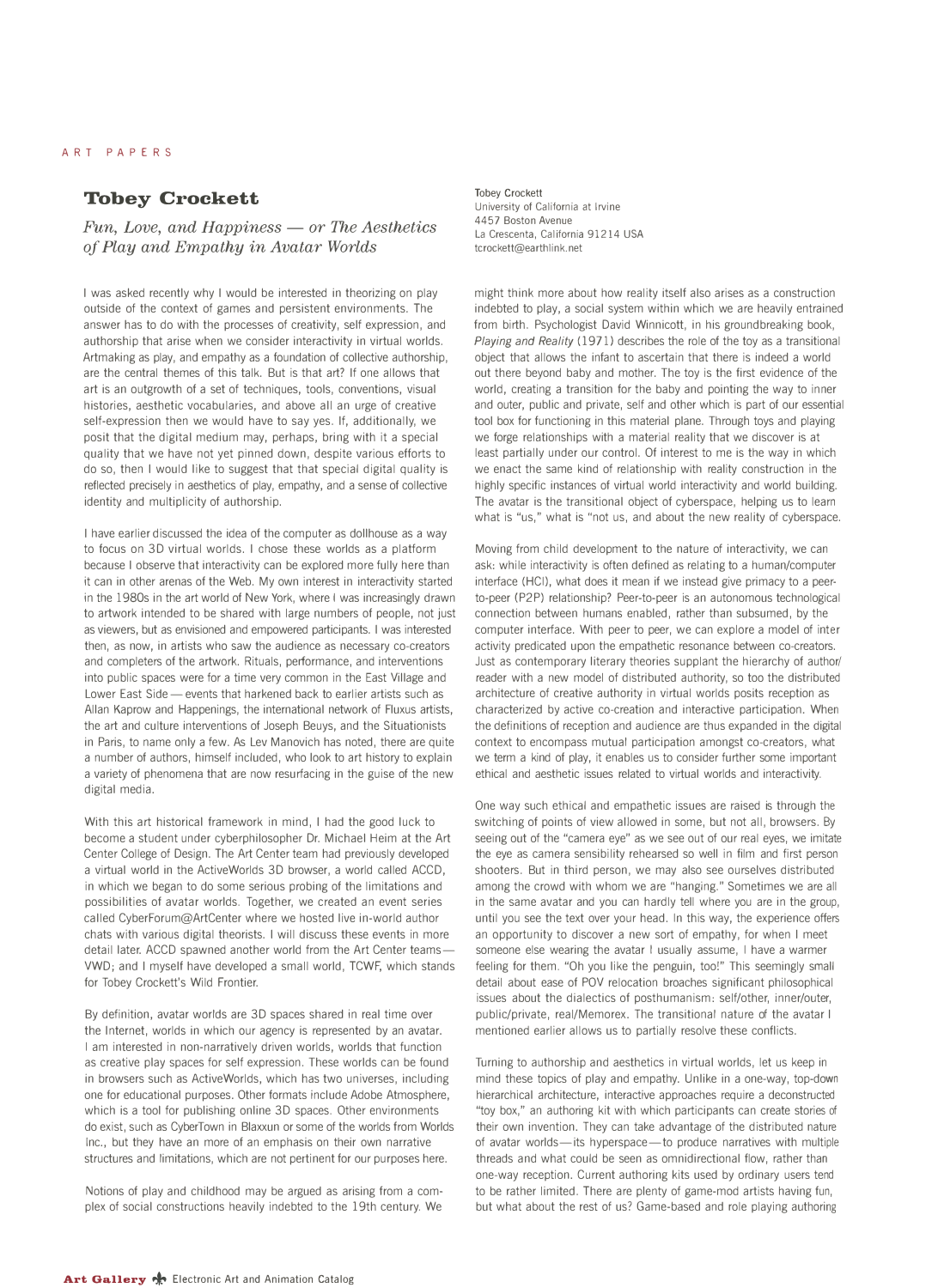ART PAPERS

# Tobey Crockett

## *Fun, Love, and Happiness — or The Aesthetics of Play and Empathy in Avatar Worlds*

Tobey Crockett
University of California at Irvine
4457 Boston Avenue
La Crescenta, California 91214 USA
tcrockett@earthlink.net

I was asked recently why I would be interested in theorizing on play outside of the context of games and persistent environments. The answer has to do with the processes of creativity, self expression, and authorship that arise when we consider interactivity in virtual worlds. Artmaking as play, and empathy as a foundation of collective authorship, are the central themes of this talk. But is that art? If one allows that art is an outgrowth of a set of techniques, tools, conventions, visual histories, aesthetic vocabularies, and above all an urge of creative self-expression then we would have to say yes. If, additionally, we posit that the digital medium may, perhaps, bring with it a special quality that we have not yet pinned down, despite various efforts to do so, then I would like to suggest that that special digital quality is reflected precisely in aesthetics of play, empathy, and a sense of collective identity and multiplicity of authorship.

I have earlier discussed the idea of the computer as dollhouse as a way to focus on 3D virtual worlds. I chose these worlds as a platform because I observe that interactivity can be explored more fully here than it can in other arenas of the Web. My own interest in interactivity started in the 1980s in the art world of New York, where I was increasingly drawn to artwork intended to be shared with large numbers of people, not just as viewers, but as envisioned and empowered participants. I was interested then, as now, in artists who saw the audience as necessary co-creators and completers of the artwork. Rituals, performance, and interventions into public spaces were for a time very common in the East Village and Lower East Side — events that harkened back to earlier artists such as Allan Kaprow and Happenings, the international network of Fluxus artists, the art and culture interventions of Joseph Beuys, and the Situationists in Paris, to name only a few. As Lev Manovich has noted, there are quite a number of authors, himself included, who look to art history to explain a variety of phenomena that are now resurfacing in the guise of the new digital media.

With this art historical framework in mind, I had the good luck to become a student under cyberphilosopher Dr. Michael Heim at the Art Center College of Design. The Art Center team had previously developed a virtual world in the ActiveWorlds 3D browser, a world called ACCD, in which we began to do some serious probing of the limitations and possibilities of avatar worlds. Together, we created an event series called CyberForum@ArtCenter where we hosted live in-world author chats with various digital theorists. I will discuss these events in more detail later. ACCD spawned another world from the Art Center teams — VWD; and I myself have developed a small world, TCWF, which stands for Tobey Crockett's Wild Frontier.

By definition, avatar worlds are 3D spaces shared in real time over the Internet, worlds in which our agency is represented by an avatar. I am interested in non-narratively driven worlds, worlds that function as creative play spaces for self expression. These worlds can be found in browsers such as ActiveWorlds, which has two universes, including one for educational purposes. Other formats include Adobe Atmosphere, which is a tool for publishing online 3D spaces. Other environments do exist, such as CyberTown in Blaxxun or some of the worlds from Worlds Inc., but they have an more of an emphasis on their own narrative structures and limitations, which are not pertinent for our purposes here.

Notions of play and childhood may be argued as arising from a complex of social constructions heavily indebted to the 19th century. We might think more about how reality itself also arises as a construction indebted to play, a social system within which we are heavily entrained from birth. Psychologist David Winnicott, in his groundbreaking book, *Playing and Reality* (1971) describes the role of the toy as a transitional object that allows the infant to ascertain that there is indeed a world out there beyond baby and mother. The toy is the first evidence of the world, creating a transition for the baby and pointing the way to inner and outer, public and private, self and other which is part of our essential tool box for functioning in this material plane. Through toys and playing we forge relationships with a material reality that we discover is at least partially under our control. Of interest to me is the way in which we enact the same kind of relationship with reality construction in the highly specific instances of virtual world interactivity and world building. The avatar is the transitional object of cyberspace, helping us to learn what is "us," what is "not us, and about the new reality of cyberspace.

Moving from child development to the nature of interactivity, we can ask: while interactivity is often defined as relating to a human/computer interface (HCI), what does it mean if we instead give primacy to a peer-to-peer (P2P) relationship? Peer-to-peer is an autonomous technological connection between humans enabled, rather than subsumed, by the computer interface. With peer to peer, we can explore a model of inter activity predicated upon the empathetic resonance between co-creators. Just as contemporary literary theories supplant the hierarchy of author/reader with a new model of distributed authority, so too the distributed architecture of creative authority in virtual worlds posits reception as characterized by active co-creation and interactive participation. When the definitions of reception and audience are thus expanded in the digital context to encompass mutual participation amongst co-creators, what we term a kind of play, it enables us to consider further some important ethical and aesthetic issues related to virtual worlds and interactivity.

One way such ethical and empathetic issues are raised is through the switching of points of view allowed in some, but not all, browsers. By seeing out of the "camera eye" as we see out of our real eyes, we imitate the eye as camera sensibility rehearsed so well in film and first person shooters. But in third person, we may also see ourselves distributed among the crowd with whom we are "hanging." Sometimes we are all in the same avatar and you can hardly tell where you are in the group, until you see the text over your head. In this way, the experience offers an opportunity to discover a new sort of empathy, for when I meet someone else wearing the avatar I usually assume, I have a warmer feeling for them. "Oh you like the penguin, too!" This seemingly small detail about ease of POV relocation broaches significant philosophical issues about the dialectics of posthumanism: self/other, inner/outer, public/private, real/Memorex. The transitional nature of the avatar I mentioned earlier allows us to partially resolve these conflicts.

Turning to authorship and aesthetics in virtual worlds, let us keep in mind these topics of play and empathy. Unlike in a one-way, top-down hierarchical architecture, interactive approaches require a deconstructed "toy box," an authoring kit with which participants can create stories of their own invention. They can take advantage of the distributed nature of avatar worlds — its hyperspace — to produce narratives with multiple threads and what could be seen as omnidirectional flow, rather than one-way reception. Current authoring kits used by ordinary users tend to be rather limited. There are plenty of game-mod artists having fun, but what about the rest of us? Game-based and role playing authoring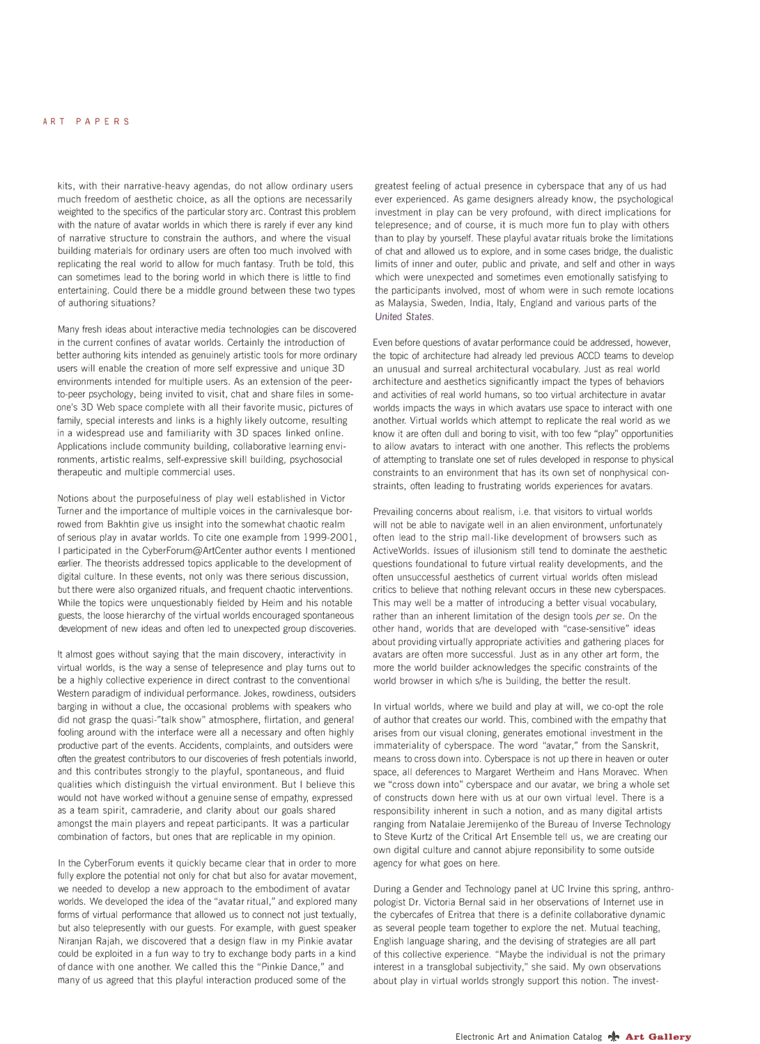kits, with their narrative-heavy agendas, do not allow ordinary users much freedom of aesthetic choice, as all the options are necessarily weighted to the specifics of the particular story arc. Contrast this problem with the nature of avatar worlds in which there is rarely if ever any kind of narrative structure to constrain the authors, and where the visual building materials for ordinary users are often too much involved with replicating the real world to allow for much fantasy. Truth be told, this can sometimes lead to the boring world in which there is little to find entertaining. Could there be a middle ground between these two types of authoring situations?

Many fresh ideas about interactive media technologies can be discovered in the current confines of avatar worlds. Certainly the introduction of better authoring kits intended as genuinely artistic tools for more ordinary users will enable the creation of more self expressive and unique 3D environments intended for multiple users. As an extension of the peer-to-peer psychology, being invited to visit, chat and share files in someone's 3D Web space complete with all their favorite music, pictures of family, special interests and links is a highly likely outcome, resulting in a widespread use and familiarity with 3D spaces linked online. Applications include community building, collaborative learning environments, artistic realms, self-expressive skill building, psychosocial therapeutic and multiple commercial uses.

Notions about the purposefulness of play well established in Victor Turner and the importance of multiple voices in the carnivalesque borrowed from Bakhtin give us insight into the somewhat chaotic realm of serious play in avatar worlds. To cite one example from 1999-2001, I participated in the CyberForum@ArtCenter author events I mentioned earlier. The theorists addressed topics applicable to the development of digital culture. In these events, not only was there serious discussion, but there were also organized rituals, and frequent chaotic interventions. While the topics were unquestionably fielded by Heim and his notable guests, the loose hierarchy of the virtual worlds encouraged spontaneous development of new ideas and often led to unexpected group discoveries.

It almost goes without saying that the main discovery, interactivity in virtual worlds, is the way a sense of telepresence and play turns out to be a highly collective experience in direct contrast to the conventional Western paradigm of individual performance. Jokes, rowdiness, outsiders barging in without a clue, the occasional problems with speakers who did not grasp the quasi-"talk show" atmosphere, flirtation, and general fooling around with the interface were all a necessary and often highly productive part of the events. Accidents, complaints, and outsiders were often the greatest contributors to our discoveries of fresh potentials inworld, and this contributes strongly to the playful, spontaneous, and fluid qualities which distinguish the virtual environment. But I believe this would not have worked without a genuine sense of empathy, expressed as a team spirit, camraderie, and clarity about our goals shared amongst the main players and repeat participants. It was a particular combination of factors, but ones that are replicable in my opinion.

In the CyberForum events it quickly became clear that in order to more fully explore the potential not only for chat but also for avatar movement, we needed to develop a new approach to the embodiment of avatar worlds. We developed the idea of the "avatar ritual," and explored many forms of virtual performance that allowed us to connect not just textually, but also telepresently with our guests. For example, with guest speaker Niranjan Rajah, we discovered that a design flaw in my Pinkie avatar could be exploited in a fun way to try to exchange body parts in a kind of dance with one another. We called this the "Pinkie Dance," and many of us agreed that this playful interaction produced some of the greatest feeling of actual presence in cyberspace that any of us had ever experienced. As game designers already know, the psychological investment in play can be very profound, with direct implications for telepresence; and of course, it is much more fun to play with others than to play by yourself. These playful avatar rituals broke the limitations of chat and allowed us to explore, and in some cases bridge, the dualistic limits of inner and outer, public and private, and self and other in ways which were unexpected and sometimes even emotionally satisfying to the participants involved, most of whom were in such remote locations as Malaysia, Sweden, India, Italy, England and various parts of the United States.

Even before questions of avatar performance could be addressed, however, the topic of architecture had already led previous ACCD teams to develop an unusual and surreal architectural vocabulary. Just as real world architecture and aesthetics significantly impact the types of behaviors and activities of real world humans, so too virtual architecture in avatar worlds impacts the ways in which avatars use space to interact with one another. Virtual worlds which attempt to replicate the real world as we know it are often dull and boring to visit, with too few "play" opportunities to allow avatars to interact with one another. This reflects the problems of attempting to translate one set of rules developed in response to physical constraints to an environment that has its own set of nonphysical constraints, often leading to frustrating worlds experiences for avatars.

Prevailing concerns about realism, i.e. that visitors to virtual worlds will not be able to navigate well in an alien environment, unfortunately often lead to the strip mall-like development of browsers such as ActiveWorlds. Issues of illusionism still tend to dominate the aesthetic questions foundational to future virtual reality developments, and the often unsuccessful aesthetics of current virtual worlds often mislead critics to believe that nothing relevant occurs in these new cyberspaces. This may well be a matter of introducing a better visual vocabulary, rather than an inherent limitation of the design tools *per se*. On the other hand, worlds that are developed with "case-sensitive" ideas about providing virtually appropriate activities and gathering places for avatars are often more successful. Just as in any other art form, the more the world builder acknowledges the specific constraints of the world browser in which s/he is building, the better the result.

In virtual worlds, where we build and play at will, we co-opt the role of author that creates our world. This, combined with the empathy that arises from our visual cloning, generates emotional investment in the immateriality of cyberspace. The word "avatar," from the Sanskrit, means to cross down into. Cyberspace is not up there in heaven or outer space, all deferences to Margaret Wertheim and Hans Moravec. When we "cross down into" cyberspace and our avatar, we bring a whole set of constructs down here with us at our own virtual level. There is a responsibility inherent in such a notion, and as many digital artists ranging from Natalaie Jeremijenko of the Bureau of Inverse Technology to Steve Kurtz of the Critical Art Ensemble tell us, we are creating our own digital culture and cannot abjure reponsibility to some outside agency for what goes on here.

During a Gender and Technology panel at UC Irvine this spring, anthropologist Dr. Victoria Bernal said in her observations of Internet use in the cybercafes of Eritrea that there is a definite collaborative dynamic as several people team together to explore the net. Mutual teaching, English language sharing, and the devising of strategies are all part of this collective experience. "Maybe the individual is not the primary interest in a transglobal subjectivity," she said. My own observations about play in virtual worlds strongly support this notion. The invest-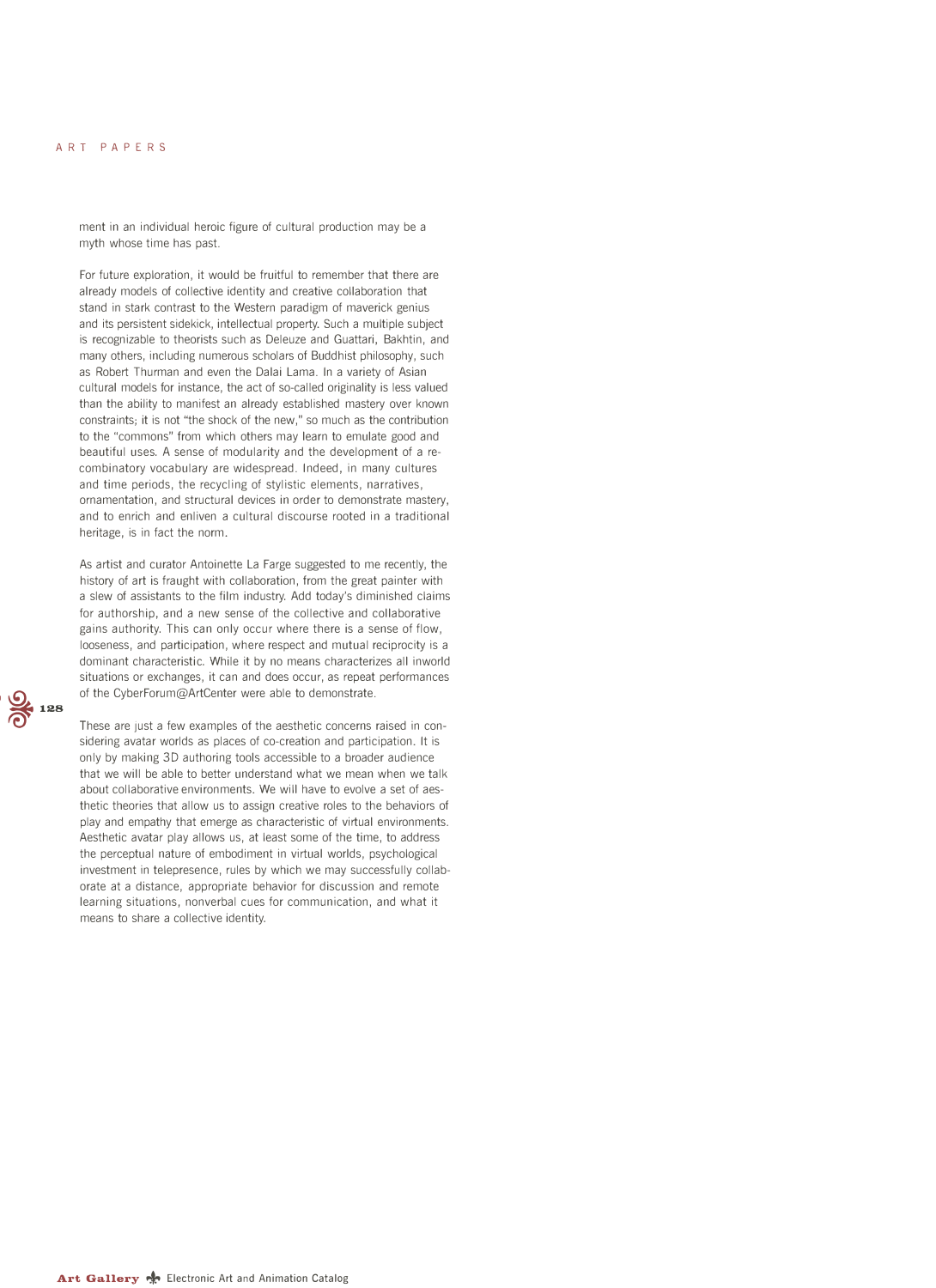ment in an individual heroic figure of cultural production may be a myth whose time has past.

For future exploration, it would be fruitful to remember that there are already models of collective identity and creative collaboration that stand in stark contrast to the Western paradigm of maverick genius and its persistent sidekick, intellectual property. Such a multiple subject is recognizable to theorists such as Deleuze and Guattari, Bakhtin, and many others, including numerous scholars of Buddhist philosophy, such as Robert Thurman and even the Dalai Lama. In a variety of Asian cultural models for instance, the act of so-called originality is less valued than the ability to manifest an already established mastery over known constraints; it is not "the shock of the new," so much as the contribution to the "commons" from which others may learn to emulate good and beautiful uses. A sense of modularity and the development of a re-combinatory vocabulary are widespread. Indeed, in many cultures and time periods, the recycling of stylistic elements, narratives, ornamentation, and structural devices in order to demonstrate mastery, and to enrich and enliven a cultural discourse rooted in a traditional heritage, is in fact the norm.

As artist and curator Antoinette La Farge suggested to me recently, the history of art is fraught with collaboration, from the great painter with a slew of assistants to the film industry. Add today's diminished claims for authorship, and a new sense of the collective and collaborative gains authority. This can only occur where there is a sense of flow, looseness, and participation, where respect and mutual reciprocity is a dominant characteristic. While it by no means characterizes all inworld situations or exchanges, it can and does occur, as repeat performances of the CyberForum@ArtCenter were able to demonstrate.

These are just a few examples of the aesthetic concerns raised in considering avatar worlds as places of co-creation and participation. It is only by making 3D authoring tools accessible to a broader audience that we will be able to better understand what we mean when we talk about collaborative environments. We will have to evolve a set of aesthetic theories that allow us to assign creative roles to the behaviors of play and empathy that emerge as characteristic of virtual environments. Aesthetic avatar play allows us, at least some of the time, to address the perceptual nature of embodiment in virtual worlds, psychological investment in telepresence, rules by which we may successfully collaborate at a distance, appropriate behavior for discussion and remote learning situations, nonverbal cues for communication, and what it means to share a collective identity.